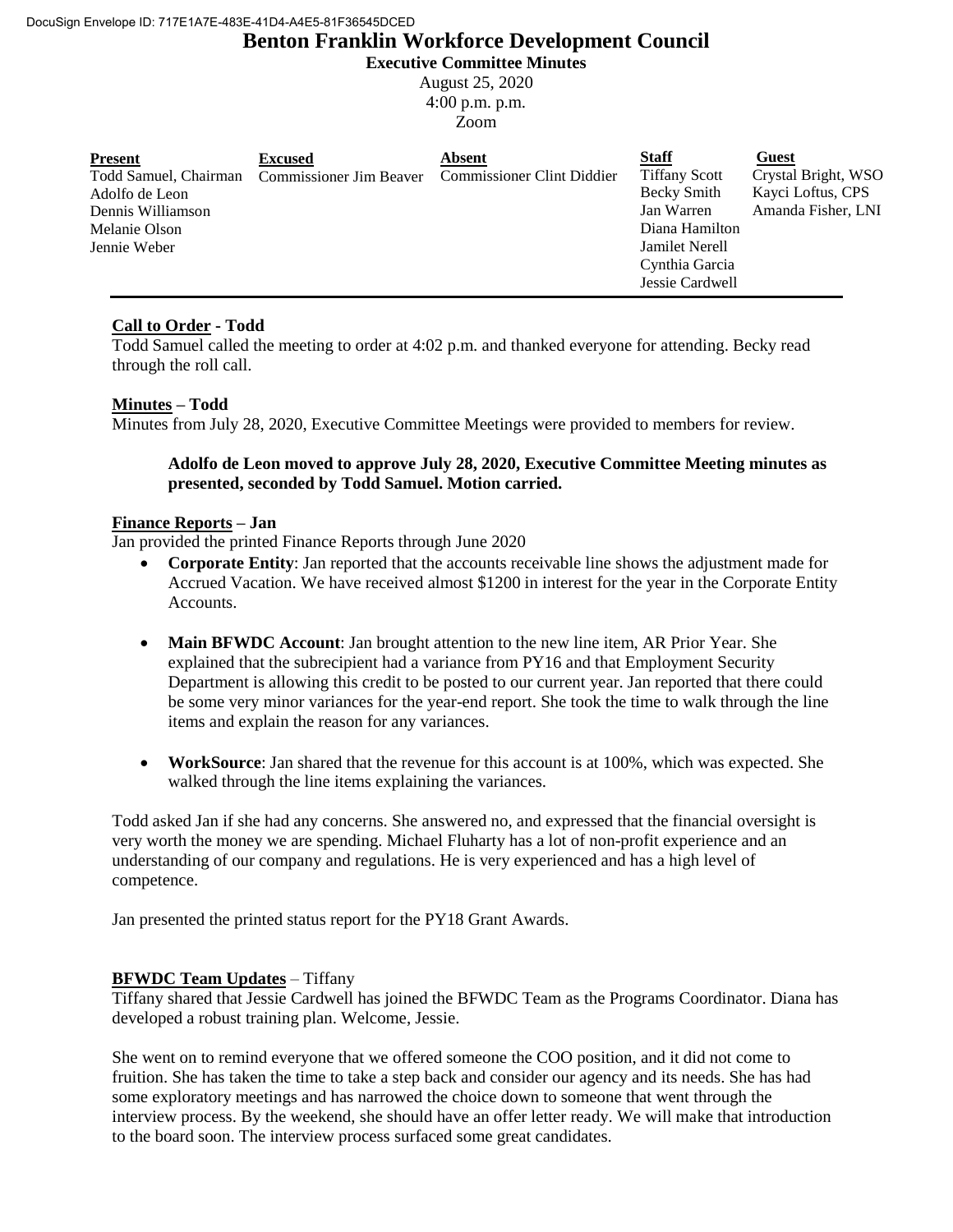DocuSign Envelope ID: 717E1A7E-483E-41D4-A4E5-81F36545DCED

# Benton Franklin Workforce Development Council

**Executive Committee Minutes**

August 25, 2020

4:00 p.m. p.m.

Zoom

| **Present** | **Excused** | **Absent** | **Staff** | **Guest** |
|---|---|---|---|---|
| Todd Samuel, Chairman | Commissioner Jim Beaver | Commissioner Clint Didder | Tiffany Scott | Crystal Bright, WSO |
| Adolfo de Leon | | | Becky Smith | Kayci Loftus, CPS |
| Dennis Williamson | | | Jan Warren | Amanda Fisher, LNI |
| Melanie Olson | | | Diana Hamilton | |
| Jennie Weber | | | Jamilet Nerell | |
| | | | Cynthia Garcia | |
| | | | Jessie Cardwell | |

## Call to Order - Todd

Todd Samuel called the meeting to order at 4:02 p.m. and thanked everyone for attending. Becky read through the roll call.

## Minutes – Todd

Minutes from July 28, 2020, Executive Committee Meetings were provided to members for review.

> **Adolfo de Leon moved to approve July 28, 2020, Executive Committee Meeting minutes as presented, seconded by Todd Samuel. Motion carried.**

## Finance Reports – Jan

Jan provided the printed Finance Reports through June 2020

- **Corporate Entity**: Jan reported that the accounts receivable line shows the adjustment made for Accrued Vacation. We have received almost $1200 in interest for the year in the Corporate Entity Accounts.
- **Main BFWDC Account**: Jan brought attention to the new line item, AR Prior Year. She explained that the subrecipient had a variance from PY16 and that Employment Security Department is allowing this credit to be posted to our current year. Jan reported that there could be some very minor variances for the year-end report. She took the time to walk through the line items and explain the reason for any variances.
- **WorkSource**: Jan shared that the revenue for this account is at 100%, which was expected. She walked through the line items explaining the variances.

Todd asked Jan if she had any concerns. She answered no, and expressed that the financial oversight is very worth the money we are spending. Michael Fluharty has a lot of non-profit experience and an understanding of our company and regulations. He is very experienced and has a high level of competence.

Jan presented the printed status report for the PY18 Grant Awards.

## BFWDC Team Updates – Tiffany

Tiffany shared that Jessie Cardwell has joined the BFWDC Team as the Programs Coordinator. Diana has developed a robust training plan. Welcome, Jessie.

She went on to remind everyone that we offered someone the COO position, and it did not come to fruition. She has taken the time to take a step back and consider our agency and its needs. She has had some exploratory meetings and has narrowed the choice down to someone that went through the interview process. By the weekend, she should have an offer letter ready. We will make that introduction to the board soon. The interview process surfaced some great candidates.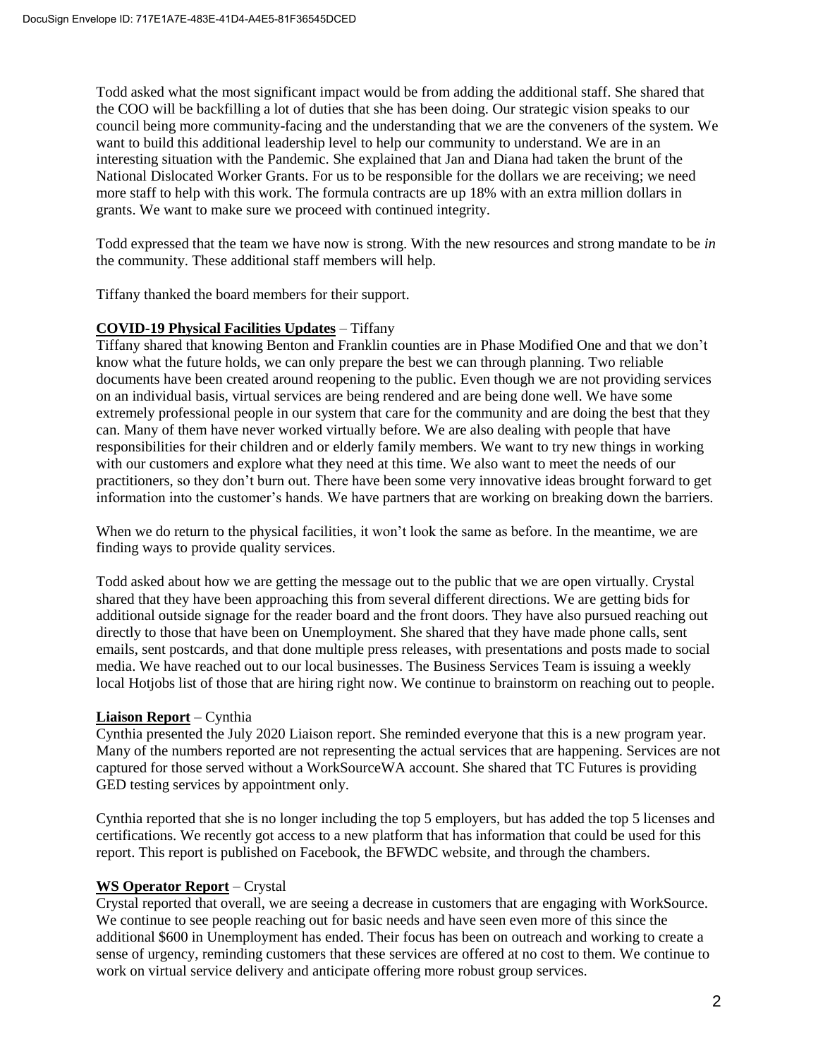Todd asked what the most significant impact would be from adding the additional staff. She shared that the COO will be backfilling a lot of duties that she has been doing. Our strategic vision speaks to our council being more community-facing and the understanding that we are the conveners of the system. We want to build this additional leadership level to help our community to understand. We are in an interesting situation with the Pandemic. She explained that Jan and Diana had taken the brunt of the National Dislocated Worker Grants. For us to be responsible for the dollars we are receiving; we need more staff to help with this work. The formula contracts are up 18% with an extra million dollars in grants. We want to make sure we proceed with continued integrity.

Todd expressed that the team we have now is strong. With the new resources and strong mandate to be *in* the community. These additional staff members will help.

Tiffany thanked the board members for their support.

**COVID-19 Physical Facilities Updates** – Tiffany

Tiffany shared that knowing Benton and Franklin counties are in Phase Modified One and that we don't know what the future holds, we can only prepare the best we can through planning. Two reliable documents have been created around reopening to the public. Even though we are not providing services on an individual basis, virtual services are being rendered and are being done well. We have some extremely professional people in our system that care for the community and are doing the best that they can. Many of them have never worked virtually before. We are also dealing with people that have responsibilities for their children and or elderly family members. We want to try new things in working with our customers and explore what they need at this time. We also want to meet the needs of our practitioners, so they don't burn out. There have been some very innovative ideas brought forward to get information into the customer's hands. We have partners that are working on breaking down the barriers.

When we do return to the physical facilities, it won't look the same as before. In the meantime, we are finding ways to provide quality services.

Todd asked about how we are getting the message out to the public that we are open virtually. Crystal shared that they have been approaching this from several different directions. We are getting bids for additional outside signage for the reader board and the front doors. They have also pursued reaching out directly to those that have been on Unemployment. She shared that they have made phone calls, sent emails, sent postcards, and that done multiple press releases, with presentations and posts made to social media. We have reached out to our local businesses. The Business Services Team is issuing a weekly local Hotjobs list of those that are hiring right now. We continue to brainstorm on reaching out to people.

**Liaison Report** – Cynthia

Cynthia presented the July 2020 Liaison report. She reminded everyone that this is a new program year. Many of the numbers reported are not representing the actual services that are happening. Services are not captured for those served without a WorkSourceWA account. She shared that TC Futures is providing GED testing services by appointment only.

Cynthia reported that she is no longer including the top 5 employers, but has added the top 5 licenses and certifications. We recently got access to a new platform that has information that could be used for this report. This report is published on Facebook, the BFWDC website, and through the chambers.

**WS Operator Report** – Crystal

Crystal reported that overall, we are seeing a decrease in customers that are engaging with WorkSource. We continue to see people reaching out for basic needs and have seen even more of this since the additional $600 in Unemployment has ended. Their focus has been on outreach and working to create a sense of urgency, reminding customers that these services are offered at no cost to them. We continue to work on virtual service delivery and anticipate offering more robust group services.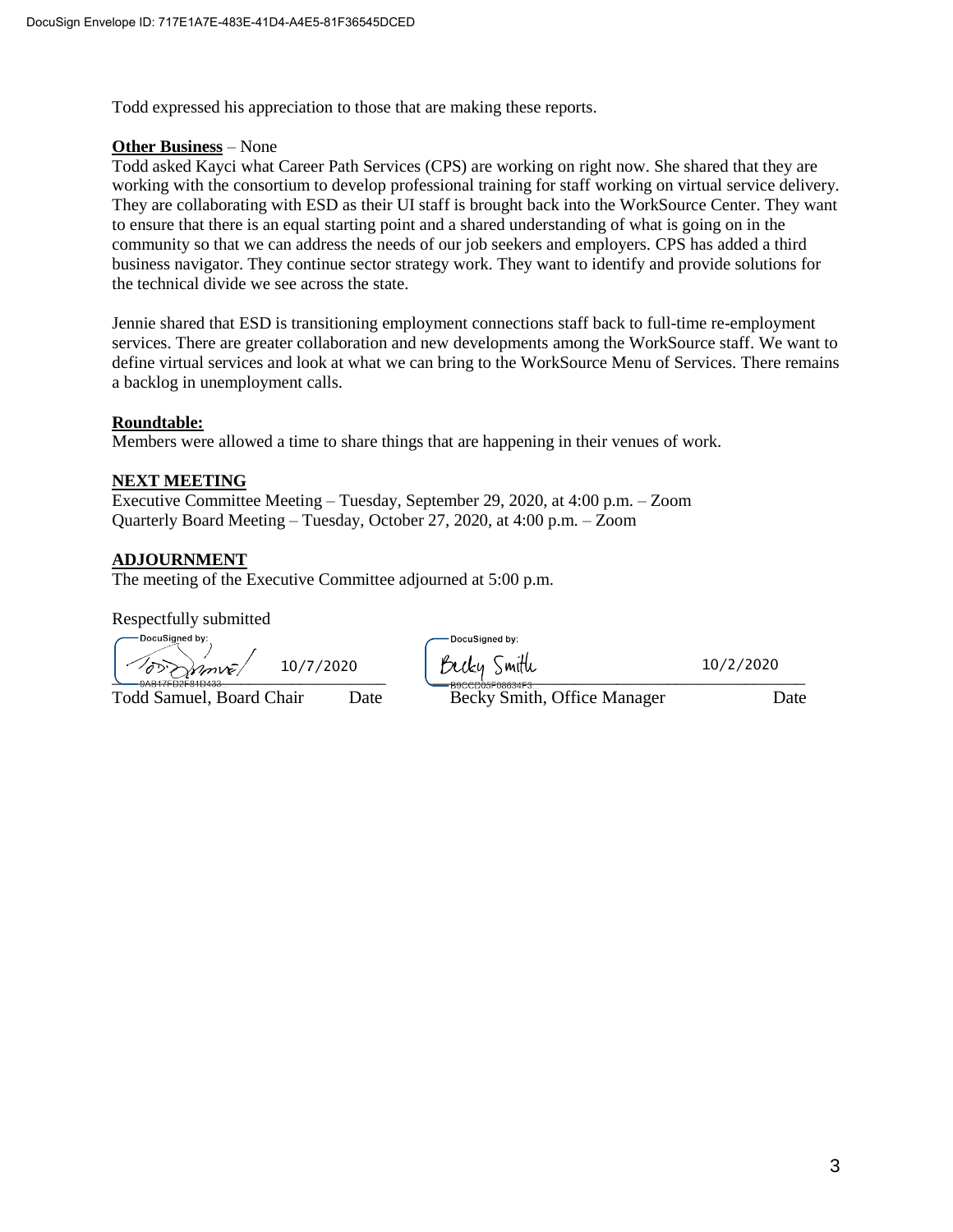Todd expressed his appreciation to those that are making these reports.

**Other Business** – None

Todd asked Kayci what Career Path Services (CPS) are working on right now. She shared that they are working with the consortium to develop professional training for staff working on virtual service delivery. They are collaborating with ESD as their UI staff is brought back into the WorkSource Center. They want to ensure that there is an equal starting point and a shared understanding of what is going on in the community so that we can address the needs of our job seekers and employers. CPS has added a third business navigator. They continue sector strategy work. They want to identify and provide solutions for the technical divide we see across the state.

Jennie shared that ESD is transitioning employment connections staff back to full-time re-employment services. There are greater collaboration and new developments among the WorkSource staff. We want to define virtual services and look at what we can bring to the WorkSource Menu of Services. There remains a backlog in unemployment calls.

**Roundtable:**

Members were allowed a time to share things that are happening in their venues of work.

**NEXT MEETING**

Executive Committee Meeting – Tuesday, September 29, 2020, at 4:00 p.m. – Zoom
Quarterly Board Meeting – Tuesday, October 27, 2020, at 4:00 p.m. – Zoom

**ADJOURNMENT**

The meeting of the Executive Committee adjourned at 5:00 p.m.

Respectfully submitted

DocuSigned by: 10/7/2020
Todd Samuel, Board Chair Date

DocuSigned by: Becky Smith 10/2/2020
Becky Smith, Office Manager Date